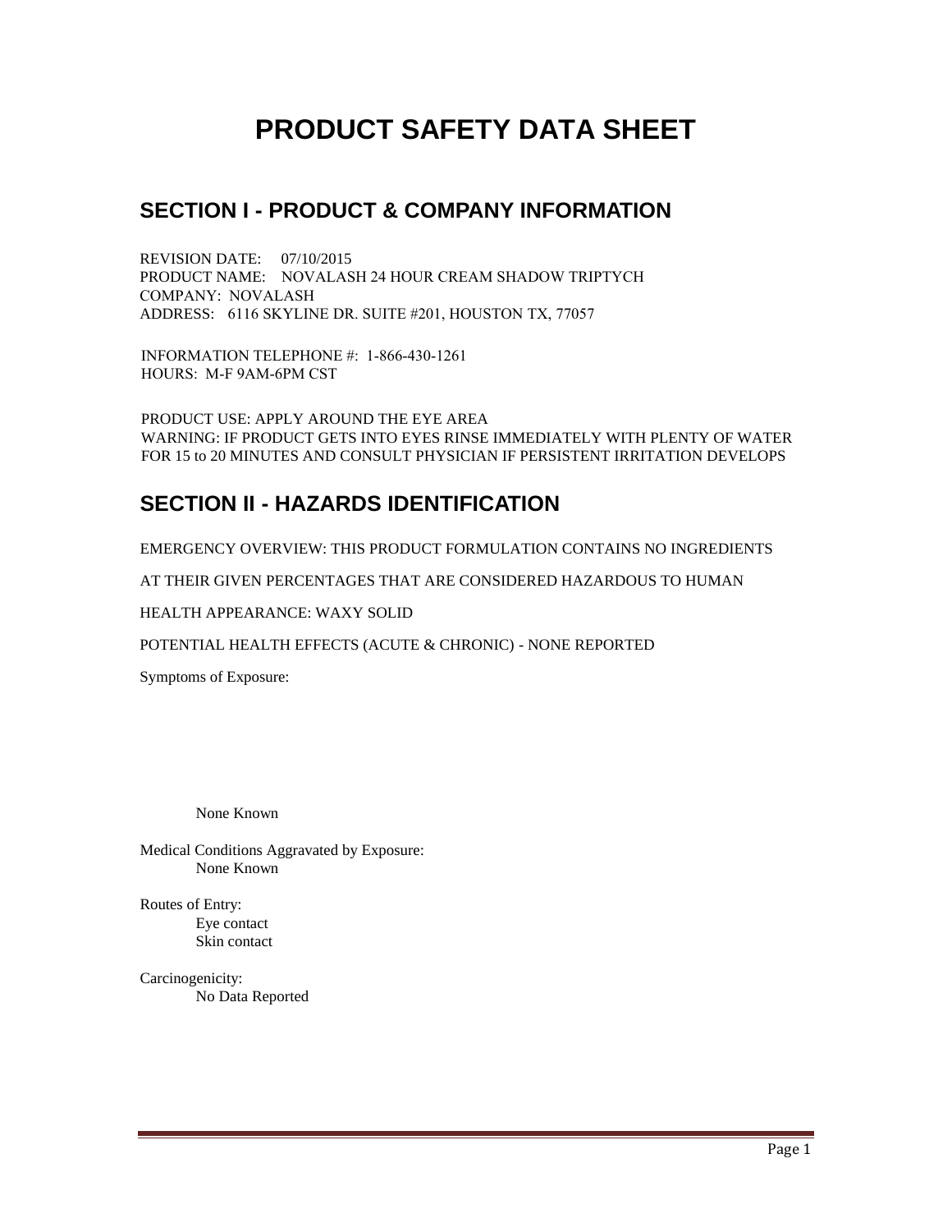# PRODUCT SAFETY DATA SHEET

## SECTION I - PRODUCT & COMPANY INFORMATION

REVISION DATE: 07/10/2015
PRODUCT NAME: NOVALASH 24 HOUR CREAM SHADOW TRIPTYCH
COMPANY: NOVALASH
ADDRESS: 6116 SKYLINE DR. SUITE #201, HOUSTON TX, 77057

INFORMATION TELEPHONE #: 1-866-430-1261
HOURS: M-F 9AM-6PM CST

PRODUCT USE: APPLY AROUND THE EYE AREA
WARNING: IF PRODUCT GETS INTO EYES RINSE IMMEDIATELY WITH PLENTY OF WATER FOR 15 to 20 MINUTES AND CONSULT PHYSICIAN IF PERSISTENT IRRITATION DEVELOPS

## SECTION II - HAZARDS IDENTIFICATION

EMERGENCY OVERVIEW: THIS PRODUCT FORMULATION CONTAINS NO INGREDIENTS

AT THEIR GIVEN PERCENTAGES THAT ARE CONSIDERED HAZARDOUS TO HUMAN

HEALTH APPEARANCE: WAXY SOLID

POTENTIAL HEALTH EFFECTS (ACUTE & CHRONIC) - NONE REPORTED

Symptoms of Exposure:

None Known

Medical Conditions Aggravated by Exposure:
None Known

Routes of Entry:
Eye contact
Skin contact

Carcinogenicity:
No Data Reported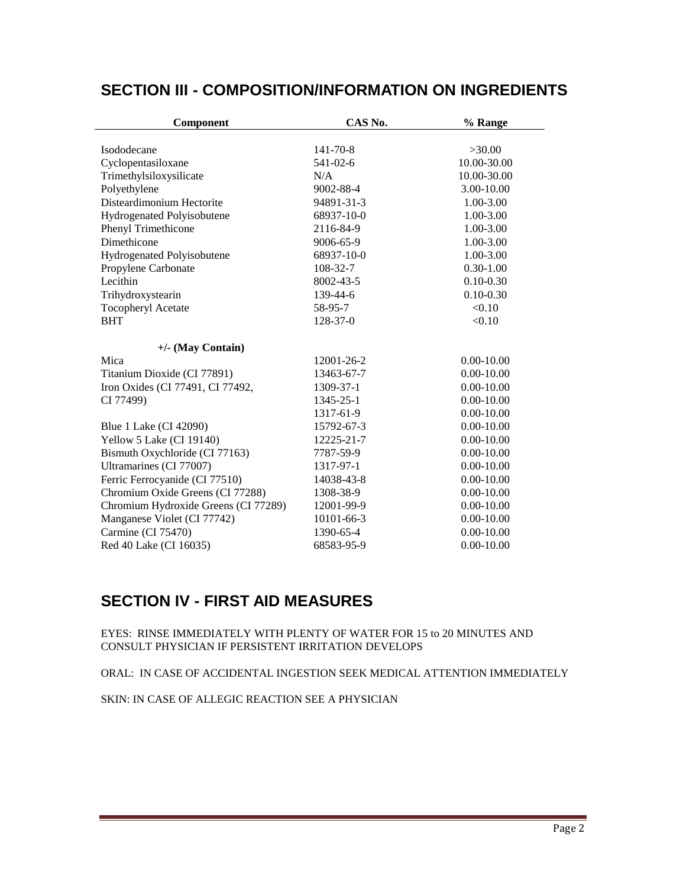## SECTION III - COMPOSITION/INFORMATION ON INGREDIENTS

| Component | CAS No. | % Range |
|---|---|---|
| Isododecane | 141-70-8 | >30.00 |
| Cyclopentasiloxane | 541-02-6 | 10.00-30.00 |
| Trimethylsiloxysilicate | N/A | 10.00-30.00 |
| Polyethylene | 9002-88-4 | 3.00-10.00 |
| Disteardimonium Hectorite | 94891-31-3 | 1.00-3.00 |
| Hydrogenated Polyisobutene | 68937-10-0 | 1.00-3.00 |
| Phenyl Trimethicone | 2116-84-9 | 1.00-3.00 |
| Dimethicone | 9006-65-9 | 1.00-3.00 |
| Hydrogenated Polyisobutene | 68937-10-0 | 1.00-3.00 |
| Propylene Carbonate | 108-32-7 | 0.30-1.00 |
| Lecithin | 8002-43-5 | 0.10-0.30 |
| Trihydroxystearin | 139-44-6 | 0.10-0.30 |
| Tocopheryl Acetate | 58-95-7 | <0.10 |
| BHT | 128-37-0 | <0.10 |
| **+/- (May Contain)** | | |
| Mica | 12001-26-2 | 0.00-10.00 |
| Titanium Dioxide (CI 77891) | 13463-67-7 | 0.00-10.00 |
| Iron Oxides (CI 77491, CI 77492, | 1309-37-1 | 0.00-10.00 |
| CI 77499) | 1345-25-1 | 0.00-10.00 |
| | 1317-61-9 | 0.00-10.00 |
| Blue 1 Lake (CI 42090) | 15792-67-3 | 0.00-10.00 |
| Yellow 5 Lake (CI 19140) | 12225-21-7 | 0.00-10.00 |
| Bismuth Oxychloride (CI 77163) | 7787-59-9 | 0.00-10.00 |
| Ultramarines (CI 77007) | 1317-97-1 | 0.00-10.00 |
| Ferric Ferrocyanide (CI 77510) | 14038-43-8 | 0.00-10.00 |
| Chromium Oxide Greens (CI 77288) | 1308-38-9 | 0.00-10.00 |
| Chromium Hydroxide Greens (CI 77289) | 12001-99-9 | 0.00-10.00 |
| Manganese Violet (CI 77742) | 10101-66-3 | 0.00-10.00 |
| Carmine (CI 75470) | 1390-65-4 | 0.00-10.00 |
| Red 40 Lake (CI 16035) | 68583-95-9 | 0.00-10.00 |

## SECTION IV - FIRST AID MEASURES

EYES: RINSE IMMEDIATELY WITH PLENTY OF WATER FOR 15 to 20 MINUTES AND CONSULT PHYSICIAN IF PERSISTENT IRRITATION DEVELOPS

ORAL: IN CASE OF ACCIDENTAL INGESTION SEEK MEDICAL ATTENTION IMMEDIATELY

SKIN: IN CASE OF ALLEGIC REACTION SEE A PHYSICIAN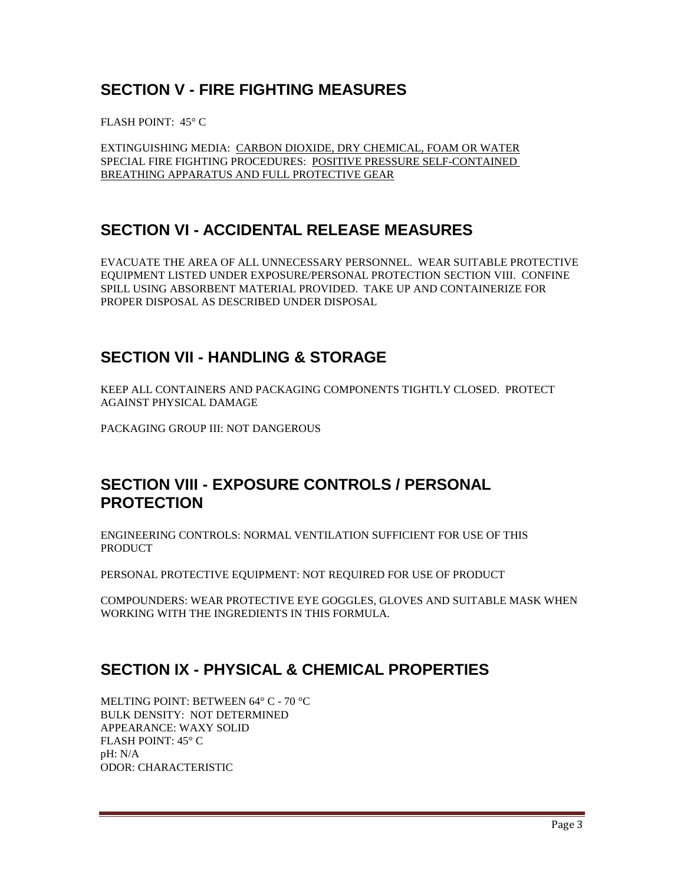## SECTION V - FIRE FIGHTING MEASURES

FLASH POINT: 45° C

EXTINGUISHING MEDIA: CARBON DIOXIDE, DRY CHEMICAL, FOAM OR WATER
SPECIAL FIRE FIGHTING PROCEDURES: POSITIVE PRESSURE SELF-CONTAINED BREATHING APPARATUS AND FULL PROTECTIVE GEAR

## SECTION VI - ACCIDENTAL RELEASE MEASURES

EVACUATE THE AREA OF ALL UNNECESSARY PERSONNEL. WEAR SUITABLE PROTECTIVE EQUIPMENT LISTED UNDER EXPOSURE/PERSONAL PROTECTION SECTION VIII. CONFINE SPILL USING ABSORBENT MATERIAL PROVIDED. TAKE UP AND CONTAINERIZE FOR PROPER DISPOSAL AS DESCRIBED UNDER DISPOSAL

## SECTION VII - HANDLING & STORAGE

KEEP ALL CONTAINERS AND PACKAGING COMPONENTS TIGHTLY CLOSED. PROTECT AGAINST PHYSICAL DAMAGE

PACKAGING GROUP III: NOT DANGEROUS

## SECTION VIII - EXPOSURE CONTROLS / PERSONAL PROTECTION

ENGINEERING CONTROLS: NORMAL VENTILATION SUFFICIENT FOR USE OF THIS PRODUCT

PERSONAL PROTECTIVE EQUIPMENT: NOT REQUIRED FOR USE OF PRODUCT

COMPOUNDERS: WEAR PROTECTIVE EYE GOGGLES, GLOVES AND SUITABLE MASK WHEN WORKING WITH THE INGREDIENTS IN THIS FORMULA.

## SECTION IX - PHYSICAL & CHEMICAL PROPERTIES

MELTING POINT: BETWEEN 64° C - 70 °C
BULK DENSITY: NOT DETERMINED
APPEARANCE: WAXY SOLID
FLASH POINT: 45° C
pH: N/A
ODOR: CHARACTERISTIC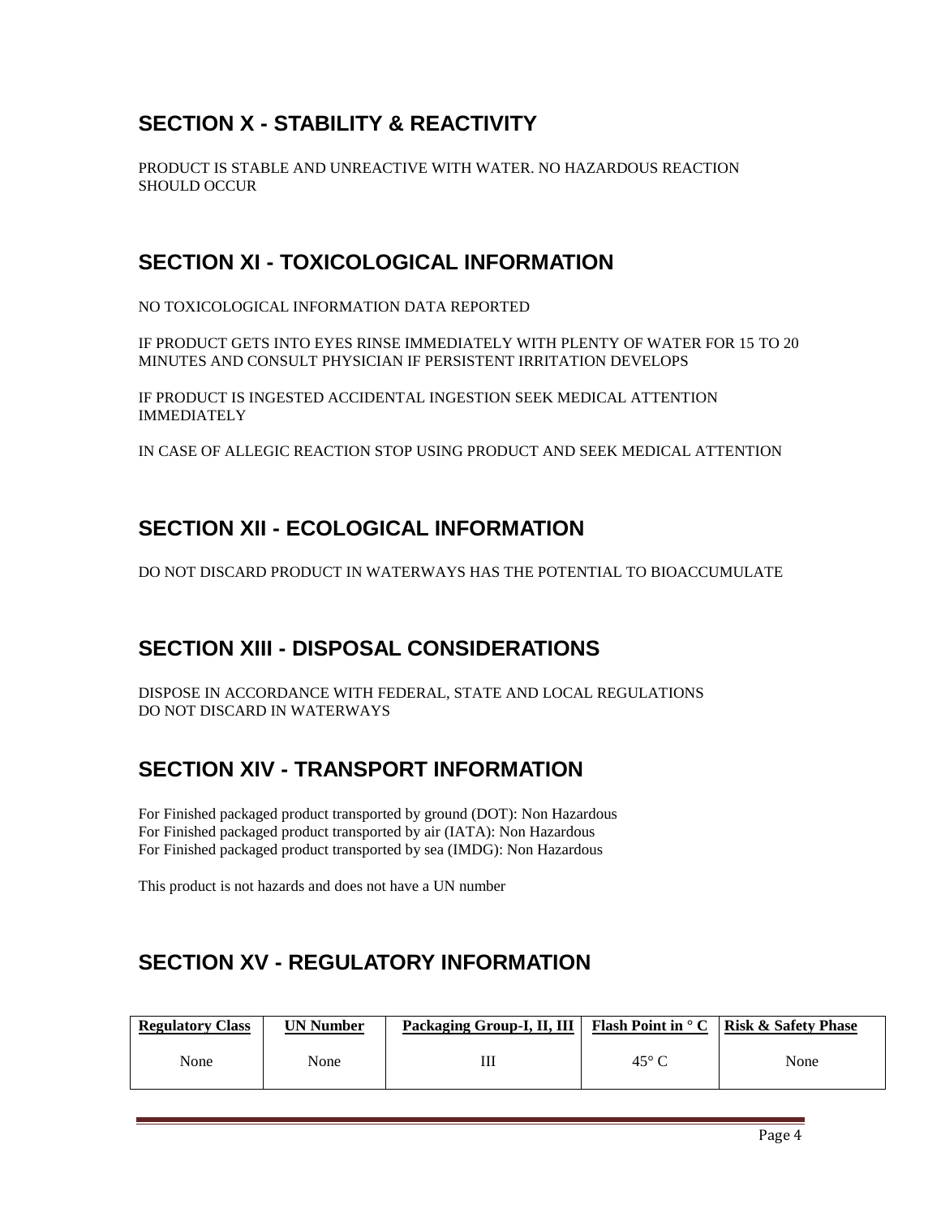## SECTION X - STABILITY & REACTIVITY

PRODUCT IS STABLE AND UNREACTIVE WITH WATER. NO HAZARDOUS REACTION SHOULD OCCUR

## SECTION XI - TOXICOLOGICAL INFORMATION

NO TOXICOLOGICAL INFORMATION DATA REPORTED

IF PRODUCT GETS INTO EYES RINSE IMMEDIATELY WITH PLENTY OF WATER FOR 15 TO 20 MINUTES AND CONSULT PHYSICIAN IF PERSISTENT IRRITATION DEVELOPS

IF PRODUCT IS INGESTED ACCIDENTAL INGESTION SEEK MEDICAL ATTENTION IMMEDIATELY

IN CASE OF ALLEGIC REACTION STOP USING PRODUCT AND SEEK MEDICAL ATTENTION

## SECTION XII - ECOLOGICAL INFORMATION

DO NOT DISCARD PRODUCT IN WATERWAYS HAS THE POTENTIAL TO BIOACCUMULATE

## SECTION XIII - DISPOSAL CONSIDERATIONS

DISPOSE IN ACCORDANCE WITH FEDERAL, STATE AND LOCAL REGULATIONS
DO NOT DISCARD IN WATERWAYS

## SECTION XIV - TRANSPORT INFORMATION

For Finished packaged product transported by ground (DOT): Non Hazardous
For Finished packaged product transported by air (IATA): Non Hazardous
For Finished packaged product transported by sea (IMDG): Non Hazardous

This product is not hazards and does not have a UN number

## SECTION XV - REGULATORY INFORMATION

| Regulatory Class | UN Number | Packaging Group-I, II, III | Flash Point in ° C | Risk & Safety Phase |
|---|---|---|---|---|
| None | None | III | 45° C | None |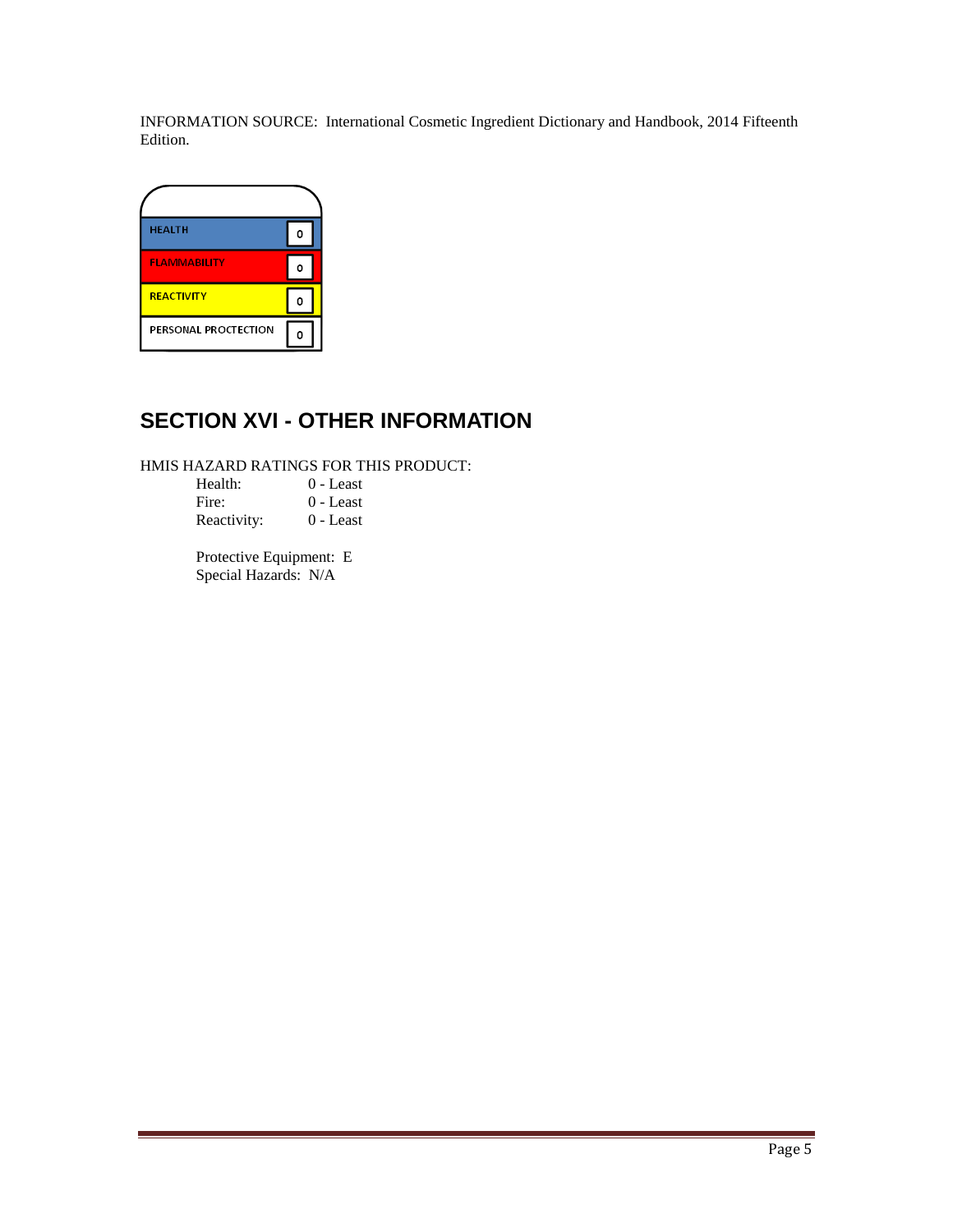INFORMATION SOURCE: International Cosmetic Ingredient Dictionary and Handbook, 2014 Fifteenth Edition.

| | |
|---|---|
| HEALTH | 0 |
| FLAMMABILITY | 0 |
| REACTIVITY | 0 |
| PERSONAL PROCTECTION | 0 |

## SECTION XVI - OTHER INFORMATION

HMIS HAZARD RATINGS FOR THIS PRODUCT:

Health: 0 - Least
Fire: 0 - Least
Reactivity: 0 - Least

Protective Equipment: E
Special Hazards: N/A